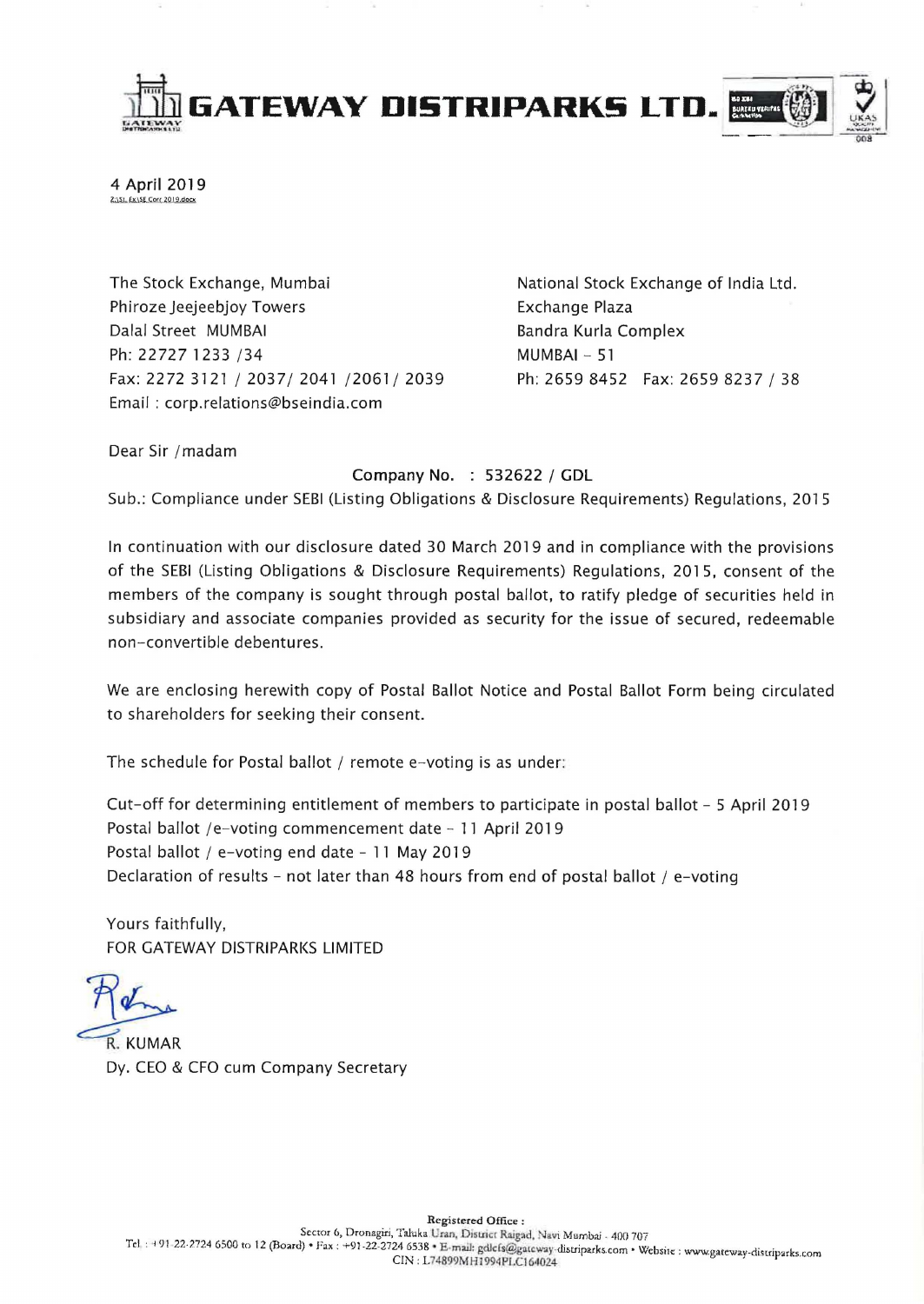# GATEWAY DISTRIPARKS LTD.

4 April 2019

Z:\SL Ex\SE Corr 2019.docx

The Stock Exchange, Mumbai
Phiroze Jeejeebjoy Towers
Dalal Street MUMBAI
Ph: 22727 1233 /34
Fax: 2272 3121 / 2037/ 2041 /2061/ 2039
Email : corp.relations@bseindia.com

National Stock Exchange of India Ltd.
Exchange Plaza
Bandra Kurla Complex
MUMBAI – 51
Ph: 2659 8452 Fax: 2659 8237 / 38

Dear Sir /madam

Company No. : 532622 / GDL

Sub.: Compliance under SEBI (Listing Obligations & Disclosure Requirements) Regulations, 2015

In continuation with our disclosure dated 30 March 2019 and in compliance with the provisions of the SEBI (Listing Obligations & Disclosure Requirements) Regulations, 2015, consent of the members of the company is sought through postal ballot, to ratify pledge of securities held in subsidiary and associate companies provided as security for the issue of secured, redeemable non-convertible debentures.

We are enclosing herewith copy of Postal Ballot Notice and Postal Ballot Form being circulated to shareholders for seeking their consent.

The schedule for Postal ballot / remote e-voting is as under:

Cut-off for determining entitlement of members to participate in postal ballot – 5 April 2019
Postal ballot /e-voting commencement date – 11 April 2019
Postal ballot / e-voting end date – 11 May 2019
Declaration of results – not later than 48 hours from end of postal ballot / e-voting

Yours faithfully,
FOR GATEWAY DISTRIPARKS LIMITED

R. KUMAR
Dy. CEO & CFO cum Company Secretary

**Registered Office :**
Sector 6, Dronagiri, Taluka Uran, District Raigad, Navi Mumbai - 400 707
Tel. : +91-22-2724 6500 to 12 (Board) • Fax : +91-22-2724 6538 • E-mail: gdlcfs@gateway-distriparks.com • Website : www.gateway-distriparks.com
CIN : L74899MH1994PLC164024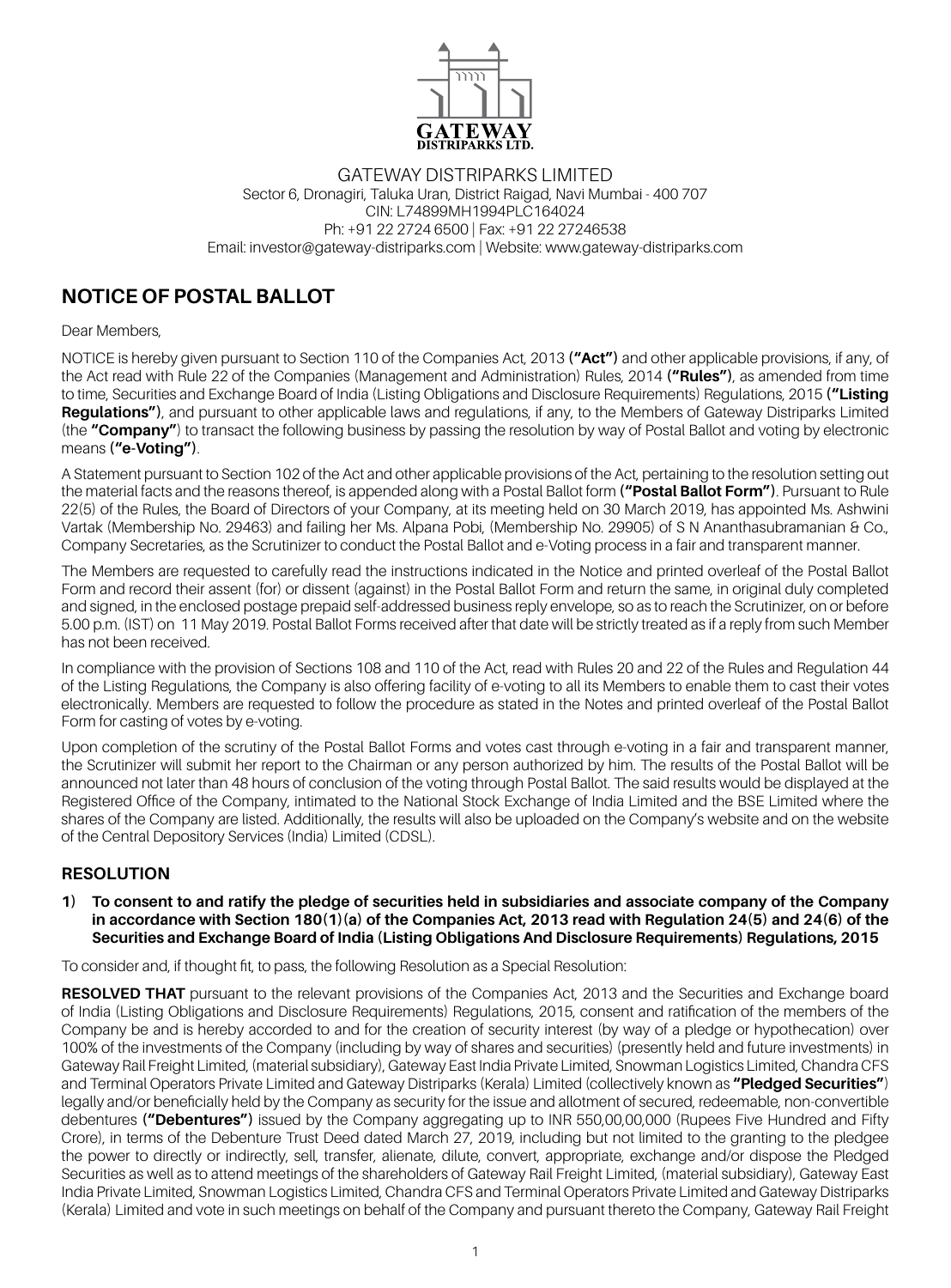GATEWAY DISTRIPARKS LIMITED
Sector 6, Dronagiri, Taluka Uran, District Raigad, Navi Mumbai - 400 707
CIN: L74899MH1994PLC164024
Ph: +91 22 2724 6500 | Fax: +91 22 27246538
Email: investor@gateway-distriparks.com | Website: www.gateway-distriparks.com

# NOTICE OF POSTAL BALLOT

Dear Members,

NOTICE is hereby given pursuant to Section 110 of the Companies Act, 2013 **("Act")** and other applicable provisions, if any, of the Act read with Rule 22 of the Companies (Management and Administration) Rules, 2014 **("Rules")**, as amended from time to time, Securities and Exchange Board of India (Listing Obligations and Disclosure Requirements) Regulations, 2015 **("Listing Regulations")**, and pursuant to other applicable laws and regulations, if any, to the Members of Gateway Distriparks Limited (the **"Company"**) to transact the following business by passing the resolution by way of Postal Ballot and voting by electronic means **("e-Voting")**.

A Statement pursuant to Section 102 of the Act and other applicable provisions of the Act, pertaining to the resolution setting out the material facts and the reasons thereof, is appended along with a Postal Ballot form **("Postal Ballot Form")**. Pursuant to Rule 22(5) of the Rules, the Board of Directors of your Company, at its meeting held on 30 March 2019, has appointed Ms. Ashwini Vartak (Membership No. 29463) and failing her Ms. Alpana Pobi, (Membership No. 29905) of S N Ananthasubramanian & Co., Company Secretaries, as the Scrutinizer to conduct the Postal Ballot and e-Voting process in a fair and transparent manner.

The Members are requested to carefully read the instructions indicated in the Notice and printed overleaf of the Postal Ballot Form and record their assent (for) or dissent (against) in the Postal Ballot Form and return the same, in original duly completed and signed, in the enclosed postage prepaid self-addressed business reply envelope, so as to reach the Scrutinizer, on or before 5.00 p.m. (IST) on 11 May 2019. Postal Ballot Forms received after that date will be strictly treated as if a reply from such Member has not been received.

In compliance with the provision of Sections 108 and 110 of the Act, read with Rules 20 and 22 of the Rules and Regulation 44 of the Listing Regulations, the Company is also offering facility of e-voting to all its Members to enable them to cast their votes electronically. Members are requested to follow the procedure as stated in the Notes and printed overleaf of the Postal Ballot Form for casting of votes by e-voting.

Upon completion of the scrutiny of the Postal Ballot Forms and votes cast through e-voting in a fair and transparent manner, the Scrutinizer will submit her report to the Chairman or any person authorized by him. The results of the Postal Ballot will be announced not later than 48 hours of conclusion of the voting through Postal Ballot. The said results would be displayed at the Registered Office of the Company, intimated to the National Stock Exchange of India Limited and the BSE Limited where the shares of the Company are listed. Additionally, the results will also be uploaded on the Company's website and on the website of the Central Depository Services (India) Limited (CDSL).

## RESOLUTION

**1) To consent to and ratify the pledge of securities held in subsidiaries and associate company of the Company in accordance with Section 180(1)(a) of the Companies Act, 2013 read with Regulation 24(5) and 24(6) of the Securities and Exchange Board of India (Listing Obligations And Disclosure Requirements) Regulations, 2015**

To consider and, if thought fit, to pass, the following Resolution as a Special Resolution:

**RESOLVED THAT** pursuant to the relevant provisions of the Companies Act, 2013 and the Securities and Exchange board of India (Listing Obligations and Disclosure Requirements) Regulations, 2015, consent and ratification of the members of the Company be and is hereby accorded to and for the creation of security interest (by way of a pledge or hypothecation) over 100% of the investments of the Company (including by way of shares and securities) (presently held and future investments) in Gateway Rail Freight Limited, (material subsidiary), Gateway East India Private Limited, Snowman Logistics Limited, Chandra CFS and Terminal Operators Private Limited and Gateway Distriparks (Kerala) Limited (collectively known as **"Pledged Securities"**) legally and/or beneficially held by the Company as security for the issue and allotment of secured, redeemable, non-convertible debentures **("Debentures")** issued by the Company aggregating up to INR 550,00,00,000 (Rupees Five Hundred and Fifty Crore), in terms of the Debenture Trust Deed dated March 27, 2019, including but not limited to the granting to the pledgee the power to directly or indirectly, sell, transfer, alienate, dilute, convert, appropriate, exchange and/or dispose the Pledged Securities as well as to attend meetings of the shareholders of Gateway Rail Freight Limited, (material subsidiary), Gateway East India Private Limited, Snowman Logistics Limited, Chandra CFS and Terminal Operators Private Limited and Gateway Distriparks (Kerala) Limited and vote in such meetings on behalf of the Company and pursuant thereto the Company, Gateway Rail Freight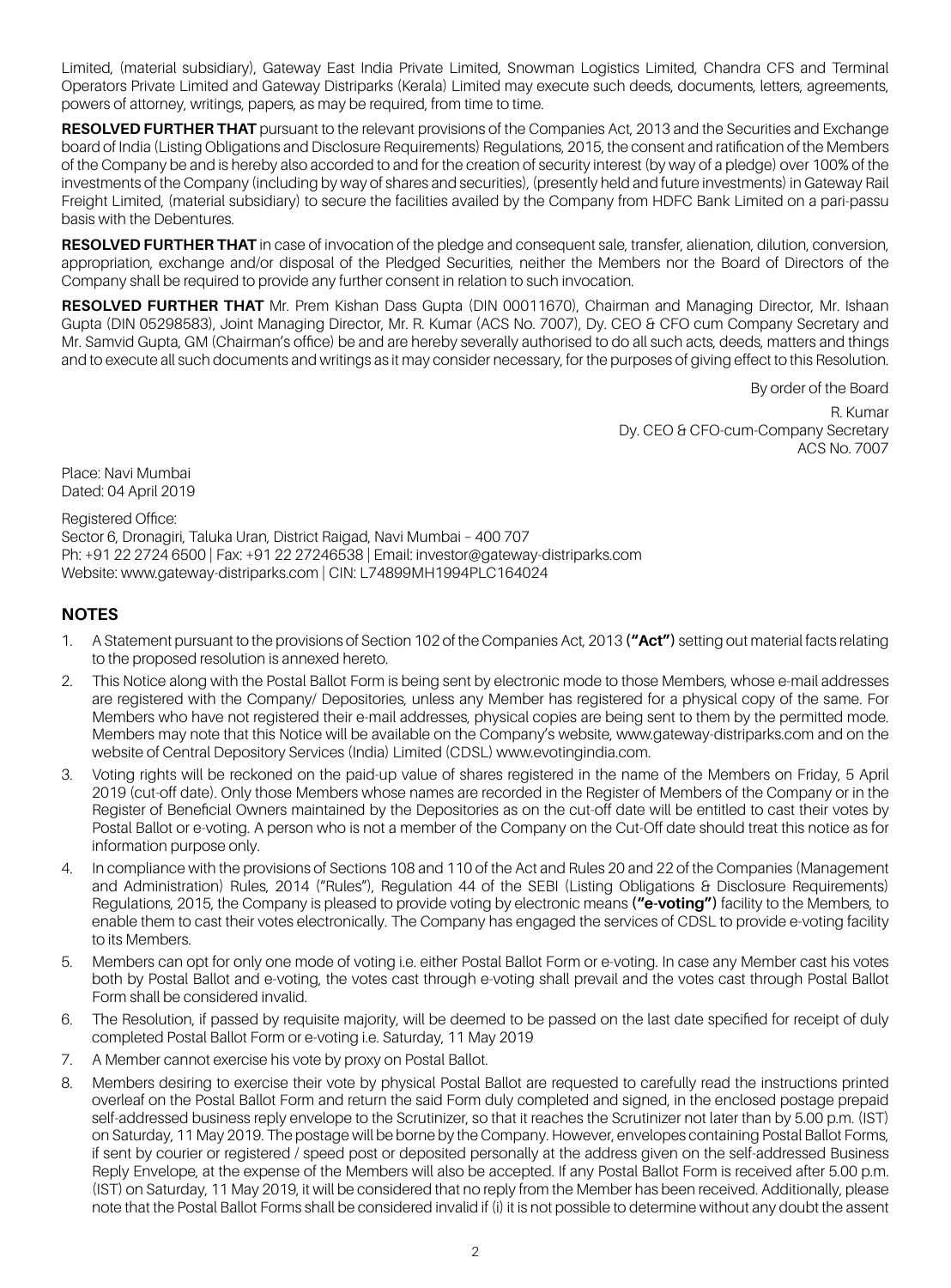Limited, (material subsidiary), Gateway East India Private Limited, Snowman Logistics Limited, Chandra CFS and Terminal Operators Private Limited and Gateway Distriparks (Kerala) Limited may execute such deeds, documents, letters, agreements, powers of attorney, writings, papers, as may be required, from time to time.

**RESOLVED FURTHER THAT** pursuant to the relevant provisions of the Companies Act, 2013 and the Securities and Exchange board of India (Listing Obligations and Disclosure Requirements) Regulations, 2015, the consent and ratification of the Members of the Company be and is hereby also accorded to and for the creation of security interest (by way of a pledge) over 100% of the investments of the Company (including by way of shares and securities), (presently held and future investments) in Gateway Rail Freight Limited, (material subsidiary) to secure the facilities availed by the Company from HDFC Bank Limited on a pari-passu basis with the Debentures.

**RESOLVED FURTHER THAT** in case of invocation of the pledge and consequent sale, transfer, alienation, dilution, conversion, appropriation, exchange and/or disposal of the Pledged Securities, neither the Members nor the Board of Directors of the Company shall be required to provide any further consent in relation to such invocation.

**RESOLVED FURTHER THAT** Mr. Prem Kishan Dass Gupta (DIN 00011670), Chairman and Managing Director, Mr. Ishaan Gupta (DIN 05298583), Joint Managing Director, Mr. R. Kumar (ACS No. 7007), Dy. CEO & CFO cum Company Secretary and Mr. Samvid Gupta, GM (Chairman's office) be and are hereby severally authorised to do all such acts, deeds, matters and things and to execute all such documents and writings as it may consider necessary, for the purposes of giving effect to this Resolution.

By order of the Board

R. Kumar
Dy. CEO & CFO-cum-Company Secretary
ACS No. 7007

Place: Navi Mumbai
Dated: 04 April 2019

Registered Office:
Sector 6, Dronagiri, Taluka Uran, District Raigad, Navi Mumbai – 400 707
Ph: +91 22 2724 6500 | Fax: +91 22 27246538 | Email: investor@gateway-distriparks.com
Website: www.gateway-distriparks.com | CIN: L74899MH1994PLC164024

## NOTES

1. A Statement pursuant to the provisions of Section 102 of the Companies Act, 2013 **("Act")** setting out material facts relating to the proposed resolution is annexed hereto.
2. This Notice along with the Postal Ballot Form is being sent by electronic mode to those Members, whose e-mail addresses are registered with the Company/ Depositories, unless any Member has registered for a physical copy of the same. For Members who have not registered their e-mail addresses, physical copies are being sent to them by the permitted mode. Members may note that this Notice will be available on the Company's website, www.gateway-distriparks.com and on the website of Central Depository Services (India) Limited (CDSL) www.evotingindia.com.
3. Voting rights will be reckoned on the paid-up value of shares registered in the name of the Members on Friday, 5 April 2019 (cut-off date). Only those Members whose names are recorded in the Register of Members of the Company or in the Register of Beneficial Owners maintained by the Depositories as on the cut-off date will be entitled to cast their votes by Postal Ballot or e-voting. A person who is not a member of the Company on the Cut-Off date should treat this notice as for information purpose only.
4. In compliance with the provisions of Sections 108 and 110 of the Act and Rules 20 and 22 of the Companies (Management and Administration) Rules, 2014 ("Rules"), Regulation 44 of the SEBI (Listing Obligations & Disclosure Requirements) Regulations, 2015, the Company is pleased to provide voting by electronic means **("e-voting")** facility to the Members, to enable them to cast their votes electronically. The Company has engaged the services of CDSL to provide e-voting facility to its Members.
5. Members can opt for only one mode of voting i.e. either Postal Ballot Form or e-voting. In case any Member cast his votes both by Postal Ballot and e-voting, the votes cast through e-voting shall prevail and the votes cast through Postal Ballot Form shall be considered invalid.
6. The Resolution, if passed by requisite majority, will be deemed to be passed on the last date specified for receipt of duly completed Postal Ballot Form or e-voting i.e. Saturday, 11 May 2019
7. A Member cannot exercise his vote by proxy on Postal Ballot.
8. Members desiring to exercise their vote by physical Postal Ballot are requested to carefully read the instructions printed overleaf on the Postal Ballot Form and return the said Form duly completed and signed, in the enclosed postage prepaid self-addressed business reply envelope to the Scrutinizer, so that it reaches the Scrutinizer not later than by 5.00 p.m. (IST) on Saturday, 11 May 2019. The postage will be borne by the Company. However, envelopes containing Postal Ballot Forms, if sent by courier or registered / speed post or deposited personally at the address given on the self-addressed Business Reply Envelope, at the expense of the Members will also be accepted. If any Postal Ballot Form is received after 5.00 p.m. (IST) on Saturday, 11 May 2019, it will be considered that no reply from the Member has been received. Additionally, please note that the Postal Ballot Forms shall be considered invalid if (i) it is not possible to determine without any doubt the assent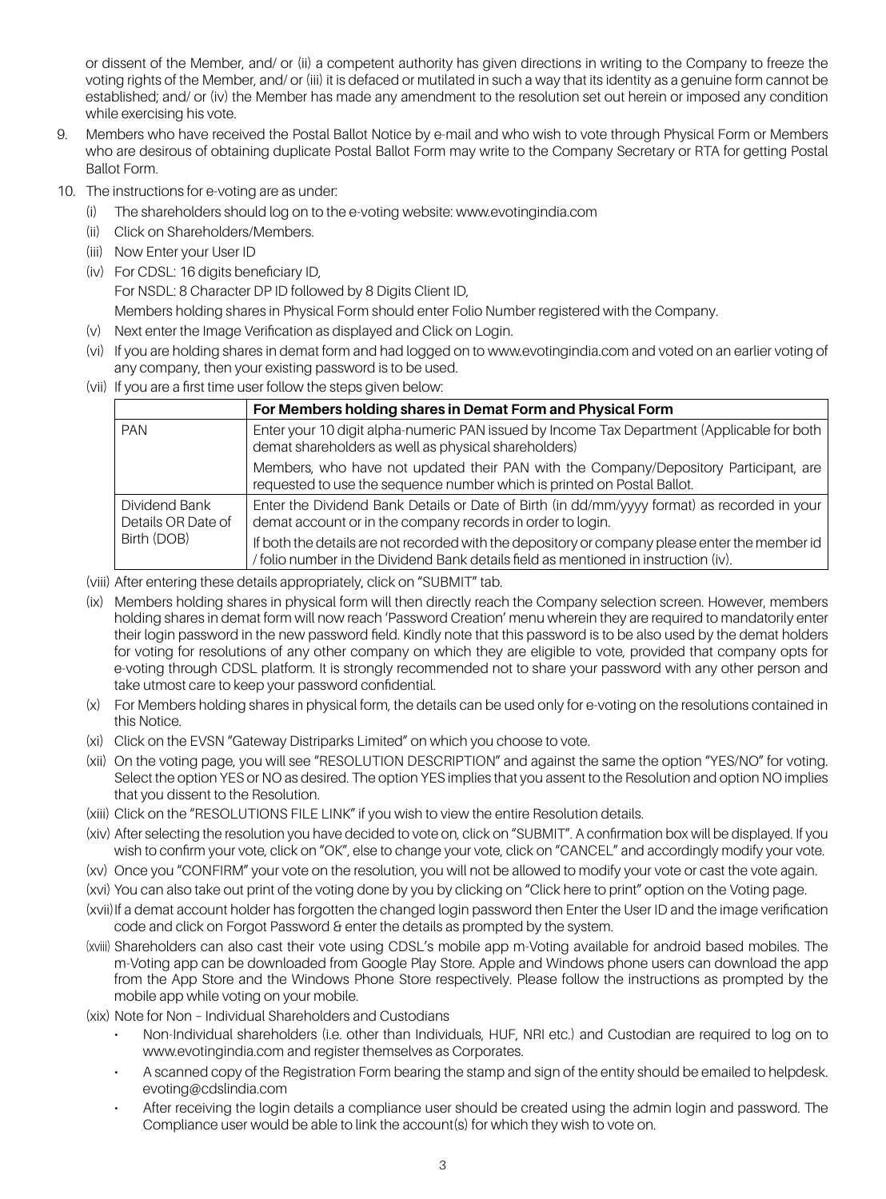or dissent of the Member, and/ or (ii) a competent authority has given directions in writing to the Company to freeze the voting rights of the Member, and/ or (iii) it is defaced or mutilated in such a way that its identity as a genuine form cannot be established; and/ or (iv) the Member has made any amendment to the resolution set out herein or imposed any condition while exercising his vote.

9. Members who have received the Postal Ballot Notice by e-mail and who wish to vote through Physical Form or Members who are desirous of obtaining duplicate Postal Ballot Form may write to the Company Secretary or RTA for getting Postal Ballot Form.

10. The instructions for e-voting are as under:

    (i) The shareholders should log on to the e-voting website: www.evotingindia.com

    (ii) Click on Shareholders/Members.

    (iii) Now Enter your User ID

    (iv) For CDSL: 16 digits beneficiary ID,
    For NSDL: 8 Character DP ID followed by 8 Digits Client ID,
    Members holding shares in Physical Form should enter Folio Number registered with the Company.

    (v) Next enter the Image Verification as displayed and Click on Login.

    (vi) If you are holding shares in demat form and had logged on to www.evotingindia.com and voted on an earlier voting of any company, then your existing password is to be used.

    (vii) If you are a first time user follow the steps given below:

| | For Members holding shares in Demat Form and Physical Form |
|---|---|
| PAN | Enter your 10 digit alpha-numeric PAN issued by Income Tax Department (Applicable for both demat shareholders as well as physical shareholders)<br>Members, who have not updated their PAN with the Company/Depository Participant, are requested to use the sequence number which is printed on Postal Ballot. |
| Dividend Bank Details OR Date of Birth (DOB) | Enter the Dividend Bank Details or Date of Birth (in dd/mm/yyyy format) as recorded in your demat account or in the company records in order to login.<br>If both the details are not recorded with the depository or company please enter the member id / folio number in the Dividend Bank details field as mentioned in instruction (iv). |

    (viii) After entering these details appropriately, click on "SUBMIT" tab.

    (ix) Members holding shares in physical form will then directly reach the Company selection screen. However, members holding shares in demat form will now reach 'Password Creation' menu wherein they are required to mandatorily enter their login password in the new password field. Kindly note that this password is to be also used by the demat holders for voting for resolutions of any other company on which they are eligible to vote, provided that company opts for e-voting through CDSL platform. It is strongly recommended not to share your password with any other person and take utmost care to keep your password confidential.

    (x) For Members holding shares in physical form, the details can be used only for e-voting on the resolutions contained in this Notice.

    (xi) Click on the EVSN "Gateway Distriparks Limited" on which you choose to vote.

    (xii) On the voting page, you will see "RESOLUTION DESCRIPTION" and against the same the option "YES/NO" for voting. Select the option YES or NO as desired. The option YES implies that you assent to the Resolution and option NO implies that you dissent to the Resolution.

    (xiii) Click on the "RESOLUTIONS FILE LINK" if you wish to view the entire Resolution details.

    (xiv) After selecting the resolution you have decided to vote on, click on "SUBMIT". A confirmation box will be displayed. If you wish to confirm your vote, click on "OK", else to change your vote, click on "CANCEL" and accordingly modify your vote.

    (xv) Once you "CONFIRM" your vote on the resolution, you will not be allowed to modify your vote or cast the vote again.

    (xvi) You can also take out print of the voting done by you by clicking on "Click here to print" option on the Voting page.

    (xvii) If a demat account holder has forgotten the changed login password then Enter the User ID and the image verification code and click on Forgot Password & enter the details as prompted by the system.

    (xviii) Shareholders can also cast their vote using CDSL's mobile app m-Voting available for android based mobiles. The m-Voting app can be downloaded from Google Play Store. Apple and Windows phone users can download the app from the App Store and the Windows Phone Store respectively. Please follow the instructions as prompted by the mobile app while voting on your mobile.

    (xix) Note for Non – Individual Shareholders and Custodians

    - Non-Individual shareholders (i.e. other than Individuals, HUF, NRI etc.) and Custodian are required to log on to www.evotingindia.com and register themselves as Corporates.
    - A scanned copy of the Registration Form bearing the stamp and sign of the entity should be emailed to helpdesk.evoting@cdslindia.com
    - After receiving the login details a compliance user should be created using the admin login and password. The Compliance user would be able to link the account(s) for which they wish to vote on.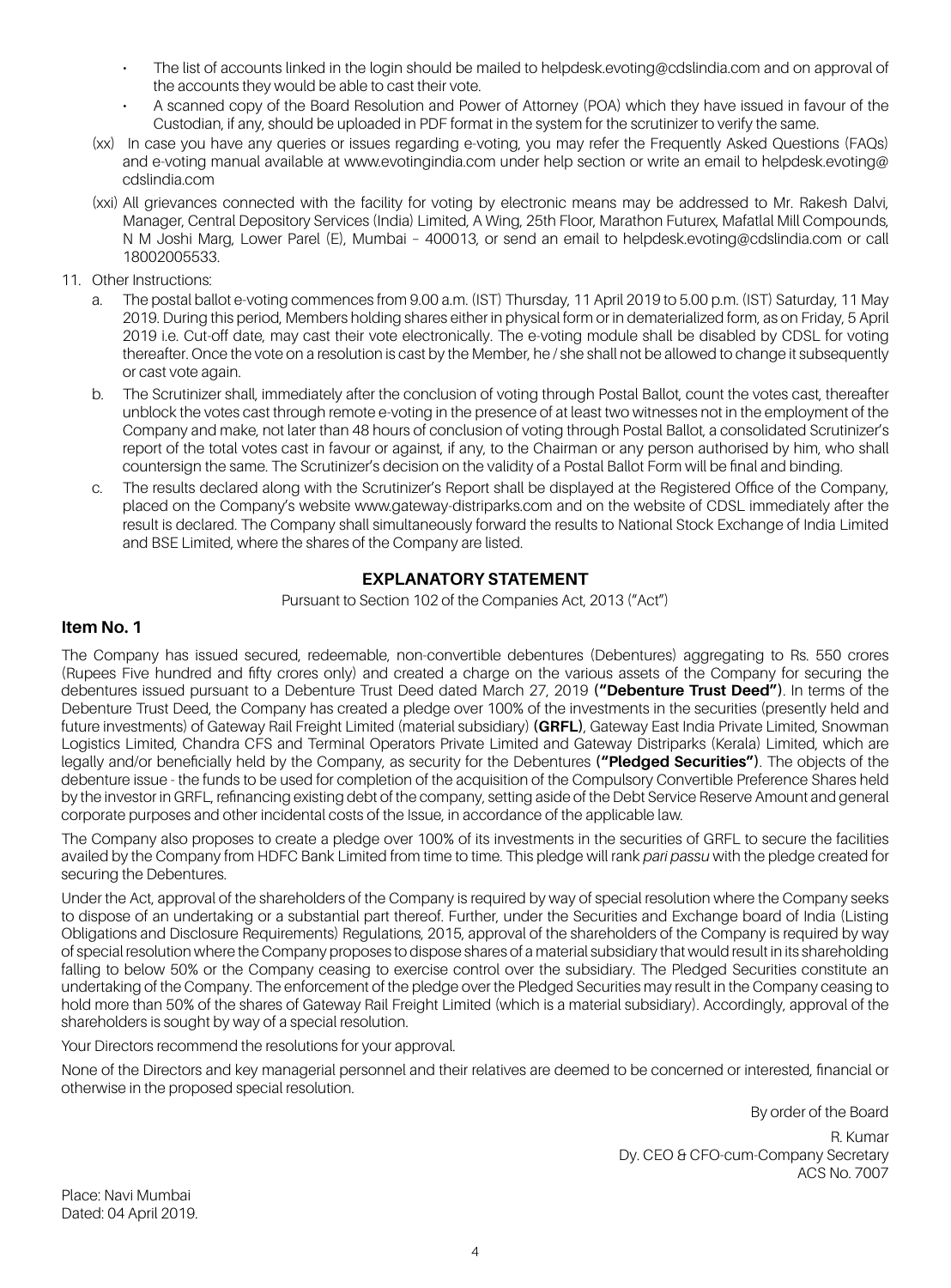- The list of accounts linked in the login should be mailed to helpdesk.evoting@cdslindia.com and on approval of the accounts they would be able to cast their vote.
- A scanned copy of the Board Resolution and Power of Attorney (POA) which they have issued in favour of the Custodian, if any, should be uploaded in PDF format in the system for the scrutinizer to verify the same.

(xx) In case you have any queries or issues regarding e-voting, you may refer the Frequently Asked Questions (FAQs) and e-voting manual available at www.evotingindia.com under help section or write an email to helpdesk.evoting@cdslindia.com

(xxi) All grievances connected with the facility for voting by electronic means may be addressed to Mr. Rakesh Dalvi, Manager, Central Depository Services (India) Limited, A Wing, 25th Floor, Marathon Futurex, Mafatlal Mill Compounds, N M Joshi Marg, Lower Parel (E), Mumbai – 400013, or send an email to helpdesk.evoting@cdslindia.com or call 18002005533.

11. Other Instructions:

    a. The postal ballot e-voting commences from 9.00 a.m. (IST) Thursday, 11 April 2019 to 5.00 p.m. (IST) Saturday, 11 May 2019. During this period, Members holding shares either in physical form or in dematerialized form, as on Friday, 5 April 2019 i.e. Cut-off date, may cast their vote electronically. The e-voting module shall be disabled by CDSL for voting thereafter. Once the vote on a resolution is cast by the Member, he / she shall not be allowed to change it subsequently or cast vote again.

    b. The Scrutinizer shall, immediately after the conclusion of voting through Postal Ballot, count the votes cast, thereafter unblock the votes cast through remote e-voting in the presence of at least two witnesses not in the employment of the Company and make, not later than 48 hours of conclusion of voting through Postal Ballot, a consolidated Scrutinizer's report of the total votes cast in favour or against, if any, to the Chairman or any person authorised by him, who shall countersign the same. The Scrutinizer's decision on the validity of a Postal Ballot Form will be final and binding.

    c. The results declared along with the Scrutinizer's Report shall be displayed at the Registered Office of the Company, placed on the Company's website www.gateway-distriparks.com and on the website of CDSL immediately after the result is declared. The Company shall simultaneously forward the results to National Stock Exchange of India Limited and BSE Limited, where the shares of the Company are listed.

## EXPLANATORY STATEMENT

Pursuant to Section 102 of the Companies Act, 2013 ("Act")

### Item No. 1

The Company has issued secured, redeemable, non-convertible debentures (Debentures) aggregating to Rs. 550 crores (Rupees Five hundred and fifty crores only) and created a charge on the various assets of the Company for securing the debentures issued pursuant to a Debenture Trust Deed dated March 27, 2019 **("Debenture Trust Deed")**. In terms of the Debenture Trust Deed, the Company has created a pledge over 100% of the investments in the securities (presently held and future investments) of Gateway Rail Freight Limited (material subsidiary) **(GRFL)**, Gateway East India Private Limited, Snowman Logistics Limited, Chandra CFS and Terminal Operators Private Limited and Gateway Distriparks (Kerala) Limited, which are legally and/or beneficially held by the Company, as security for the Debentures **("Pledged Securities")**. The objects of the debenture issue - the funds to be used for completion of the acquisition of the Compulsory Convertible Preference Shares held by the investor in GRFL, refinancing existing debt of the company, setting aside of the Debt Service Reserve Amount and general corporate purposes and other incidental costs of the Issue, in accordance of the applicable law.

The Company also proposes to create a pledge over 100% of its investments in the securities of GRFL to secure the facilities availed by the Company from HDFC Bank Limited from time to time. This pledge will rank *pari passu* with the pledge created for securing the Debentures.

Under the Act, approval of the shareholders of the Company is required by way of special resolution where the Company seeks to dispose of an undertaking or a substantial part thereof. Further, under the Securities and Exchange board of India (Listing Obligations and Disclosure Requirements) Regulations, 2015, approval of the shareholders of the Company is required by way of special resolution where the Company proposes to dispose shares of a material subsidiary that would result in its shareholding falling to below 50% or the Company ceasing to exercise control over the subsidiary. The Pledged Securities constitute an undertaking of the Company. The enforcement of the pledge over the Pledged Securities may result in the Company ceasing to hold more than 50% of the shares of Gateway Rail Freight Limited (which is a material subsidiary). Accordingly, approval of the shareholders is sought by way of a special resolution.

Your Directors recommend the resolutions for your approval.

None of the Directors and key managerial personnel and their relatives are deemed to be concerned or interested, financial or otherwise in the proposed special resolution.

By order of the Board

R. Kumar
Dy. CEO & CFO-cum-Company Secretary
ACS No. 7007

Place: Navi Mumbai
Dated: 04 April 2019.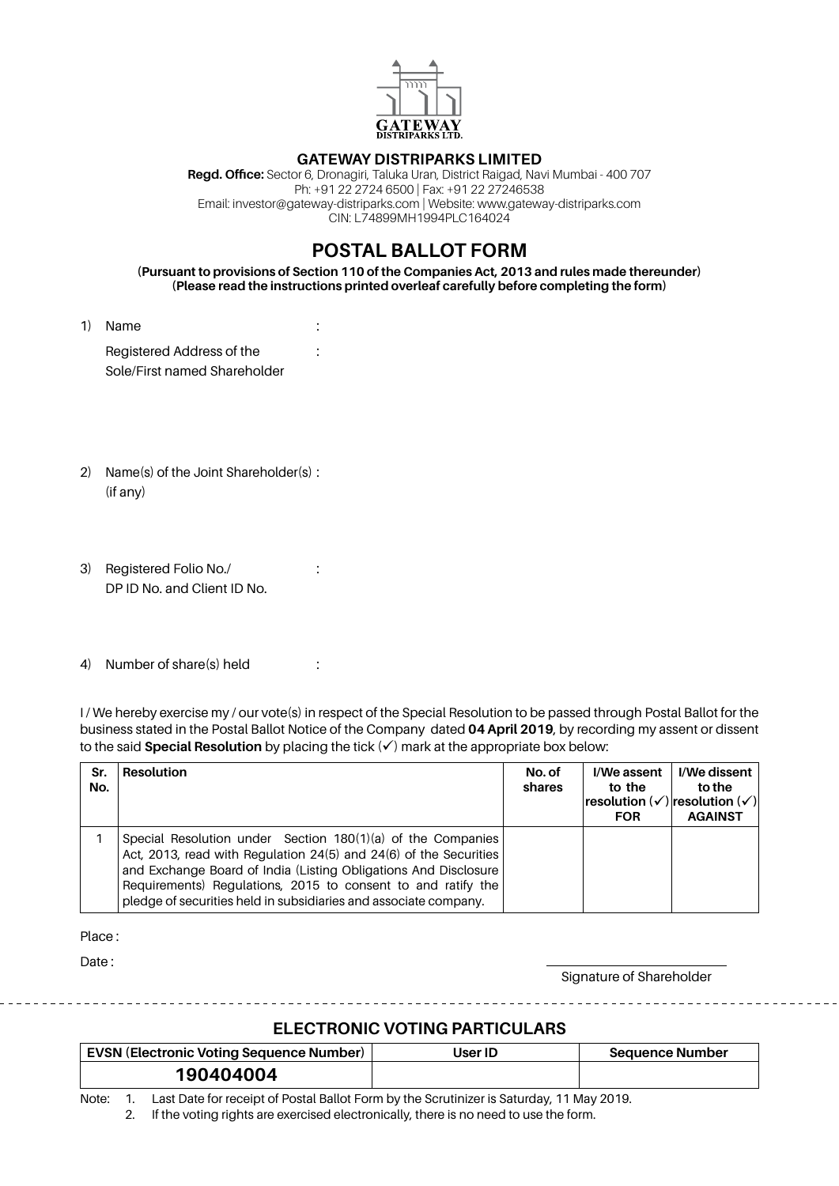GATEWAY
DISTRIPARKS LTD.

**GATEWAY DISTRIPARKS LIMITED**

**Regd. Office:** Sector 6, Dronagiri, Taluka Uran, District Raigad, Navi Mumbai - 400 707
Ph: +91 22 2724 6500 | Fax: +91 22 27246538
Email: investor@gateway-distriparks.com | Website: www.gateway-distriparks.com
CIN: L74899MH1994PLC164024

# POSTAL BALLOT FORM

**(Pursuant to provisions of Section 110 of the Companies Act, 2013 and rules made thereunder)**
**(Please read the instructions printed overleaf carefully before completing the form)**

1) Name :

   Registered Address of the Sole/First named Shareholder :

2) Name(s) of the Joint Shareholder(s) (if any) :

3) Registered Folio No./ DP ID No. and Client ID No. :

4) Number of share(s) held :

I / We hereby exercise my / our vote(s) in respect of the Special Resolution to be passed through Postal Ballot for the business stated in the Postal Ballot Notice of the Company dated **04 April 2019**, by recording my assent or dissent to the said **Special Resolution** by placing the tick (✓) mark at the appropriate box below:

| Sr. No. | Resolution | No. of shares | I/We assent to the resolution (✓) FOR | I/We dissent to the resolution (✓) AGAINST |
|---|---|---|---|---|
| 1 | Special Resolution under Section 180(1)(a) of the Companies Act, 2013, read with Regulation 24(5) and 24(6) of the Securities and Exchange Board of India (Listing Obligations And Disclosure Requirements) Regulations, 2015 to consent to and ratify the pledge of securities held in subsidiaries and associate company. | | | |

Place :

Date :

Signature of Shareholder

## ELECTRONIC VOTING PARTICULARS

| EVSN (Electronic Voting Sequence Number) | User ID | Sequence Number |
|---|---|---|
| **190404004** | | |

Note:
1. Last Date for receipt of Postal Ballot Form by the Scrutinizer is Saturday, 11 May 2019.
2. If the voting rights are exercised electronically, there is no need to use the form.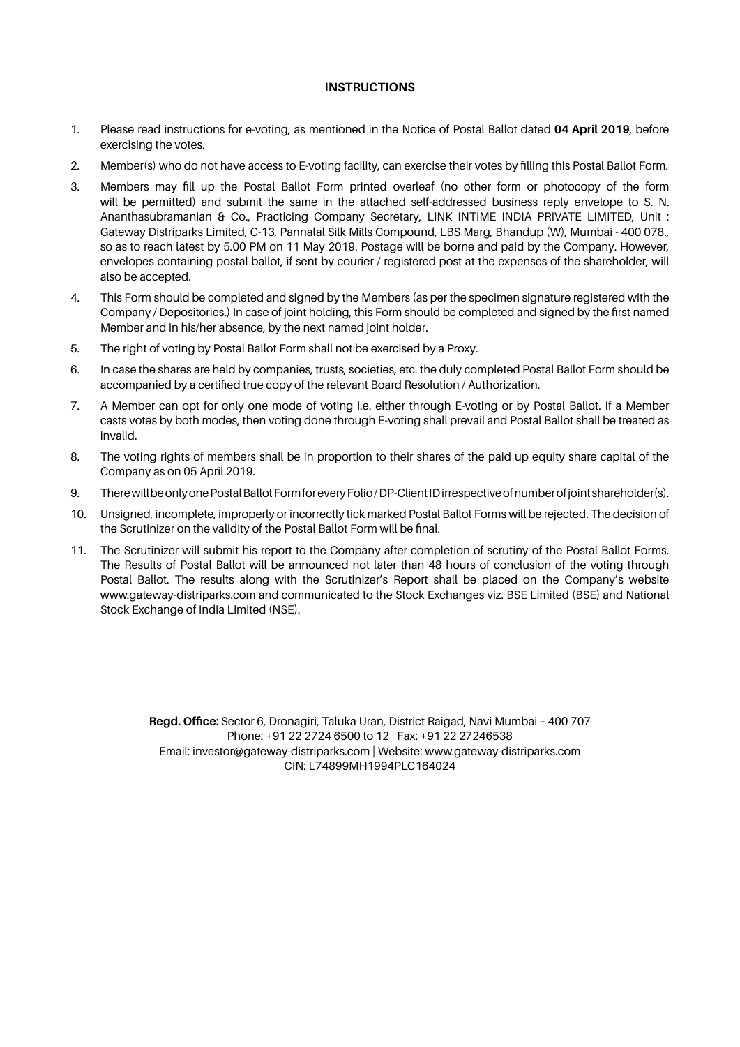## INSTRUCTIONS

1. Please read instructions for e-voting, as mentioned in the Notice of Postal Ballot dated **04 April 2019**, before exercising the votes.
2. Member(s) who do not have access to E-voting facility, can exercise their votes by filling this Postal Ballot Form.
3. Members may fill up the Postal Ballot Form printed overleaf (no other form or photocopy of the form will be permitted) and submit the same in the attached self-addressed business reply envelope to S. N. Ananthasubramanian & Co., Practicing Company Secretary, LINK INTIME INDIA PRIVATE LIMITED, Unit : Gateway Distriparks Limited, C-13, Pannalal Silk Mills Compound, LBS Marg, Bhandup (W), Mumbai - 400 078., so as to reach latest by 5.00 PM on 11 May 2019. Postage will be borne and paid by the Company. However, envelopes containing postal ballot, if sent by courier / registered post at the expenses of the shareholder, will also be accepted.
4. This Form should be completed and signed by the Members (as per the specimen signature registered with the Company / Depositories.) In case of joint holding, this Form should be completed and signed by the first named Member and in his/her absence, by the next named joint holder.
5. The right of voting by Postal Ballot Form shall not be exercised by a Proxy.
6. In case the shares are held by companies, trusts, societies, etc. the duly completed Postal Ballot Form should be accompanied by a certified true copy of the relevant Board Resolution / Authorization.
7. A Member can opt for only one mode of voting i.e. either through E-voting or by Postal Ballot. If a Member casts votes by both modes, then voting done through E-voting shall prevail and Postal Ballot shall be treated as invalid.
8. The voting rights of members shall be in proportion to their shares of the paid up equity share capital of the Company as on 05 April 2019.
9. There will be only one Postal Ballot Form for every Folio / DP-Client ID irrespective of number of joint shareholder(s).
10. Unsigned, incomplete, improperly or incorrectly tick marked Postal Ballot Forms will be rejected. The decision of the Scrutinizer on the validity of the Postal Ballot Form will be final.
11. The Scrutinizer will submit his report to the Company after completion of scrutiny of the Postal Ballot Forms. The Results of Postal Ballot will be announced not later than 48 hours of conclusion of the voting through Postal Ballot. The results along with the Scrutinizer's Report shall be placed on the Company's website www.gateway-distriparks.com and communicated to the Stock Exchanges viz. BSE Limited (BSE) and National Stock Exchange of India Limited (NSE).

**Regd. Office:** Sector 6, Dronagiri, Taluka Uran, District Raigad, Navi Mumbai – 400 707
Phone: +91 22 2724 6500 to 12 | Fax: +91 22 27246538
Email: investor@gateway-distriparks.com | Website: www.gateway-distriparks.com
CIN: L74899MH1994PLC164024